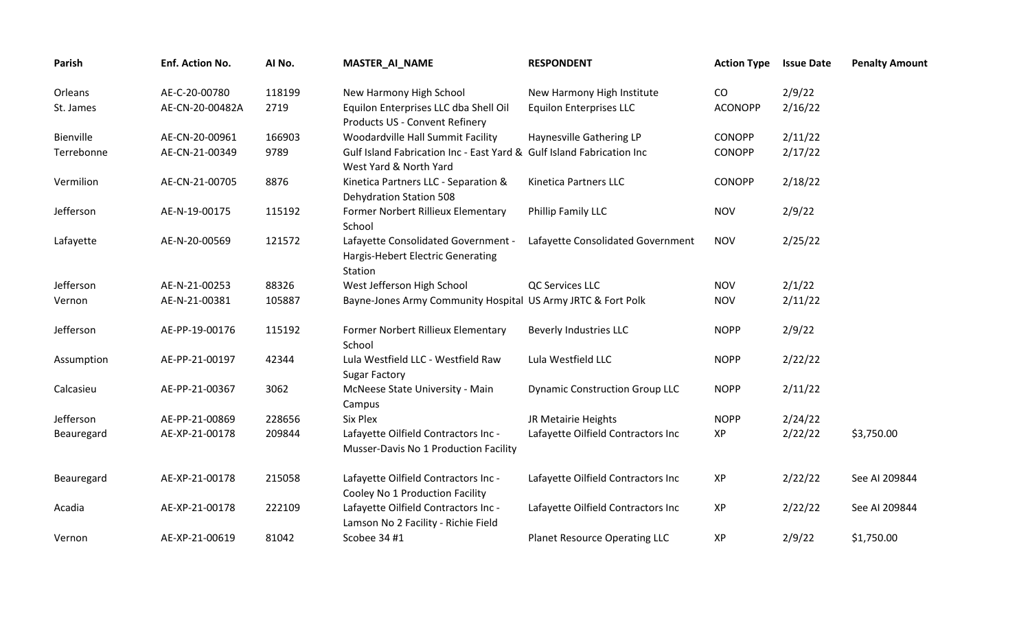| Parish | Enf. Action No. | AI No. | MASTER_AI_NAME | RESPONDENT | Action Type | Issue Date | Penalty Amount |
|---|---|---|---|---|---|---|---|
| Orleans | AE-C-20-00780 | 118199 | New Harmony High School | New Harmony High Institute | CO | 2/9/22 | |
| St. James | AE-CN-20-00482A | 2719 | Equilon Enterprises LLC dba Shell Oil Products US - Convent Refinery | Equilon Enterprises LLC | ACONOPP | 2/16/22 | |
| Bienville | AE-CN-20-00961 | 166903 | Woodardville Hall Summit Facility | Haynesville Gathering LP | CONOPP | 2/11/22 | |
| Terrebonne | AE-CN-21-00349 | 9789 | Gulf Island Fabrication Inc - East Yard & West Yard & North Yard | Gulf Island Fabrication Inc | CONOPP | 2/17/22 | |
| Vermilion | AE-CN-21-00705 | 8876 | Kinetica Partners LLC - Separation & Dehydration Station 508 | Kinetica Partners LLC | CONOPP | 2/18/22 | |
| Jefferson | AE-N-19-00175 | 115192 | Former Norbert Rillieux Elementary School | Phillip Family LLC | NOV | 2/9/22 | |
| Lafayette | AE-N-20-00569 | 121572 | Lafayette Consolidated Government - Hargis-Hebert Electric Generating Station | Lafayette Consolidated Government | NOV | 2/25/22 | |
| Jefferson | AE-N-21-00253 | 88326 | West Jefferson High School | QC Services LLC | NOV | 2/1/22 | |
| Vernon | AE-N-21-00381 | 105887 | Bayne-Jones Army Community Hospital | US Army JRTC & Fort Polk | NOV | 2/11/22 | |
| Jefferson | AE-PP-19-00176 | 115192 | Former Norbert Rillieux Elementary School | Beverly Industries LLC | NOPP | 2/9/22 | |
| Assumption | AE-PP-21-00197 | 42344 | Lula Westfield LLC - Westfield Raw Sugar Factory | Lula Westfield LLC | NOPP | 2/22/22 | |
| Calcasieu | AE-PP-21-00367 | 3062 | McNeese State University - Main Campus | Dynamic Construction Group LLC | NOPP | 2/11/22 | |
| Jefferson | AE-PP-21-00869 | 228656 | Six Plex | JR Metairie Heights | NOPP | 2/24/22 | |
| Beauregard | AE-XP-21-00178 | 209844 | Lafayette Oilfield Contractors Inc - Musser-Davis No 1 Production Facility | Lafayette Oilfield Contractors Inc | XP | 2/22/22 | $3,750.00 |
| Beauregard | AE-XP-21-00178 | 215058 | Lafayette Oilfield Contractors Inc - Cooley No 1 Production Facility | Lafayette Oilfield Contractors Inc | XP | 2/22/22 | See AI 209844 |
| Acadia | AE-XP-21-00178 | 222109 | Lafayette Oilfield Contractors Inc - Lamson No 2 Facility - Richie Field | Lafayette Oilfield Contractors Inc | XP | 2/22/22 | See AI 209844 |
| Vernon | AE-XP-21-00619 | 81042 | Scobee 34 #1 | Planet Resource Operating LLC | XP | 2/9/22 | $1,750.00 |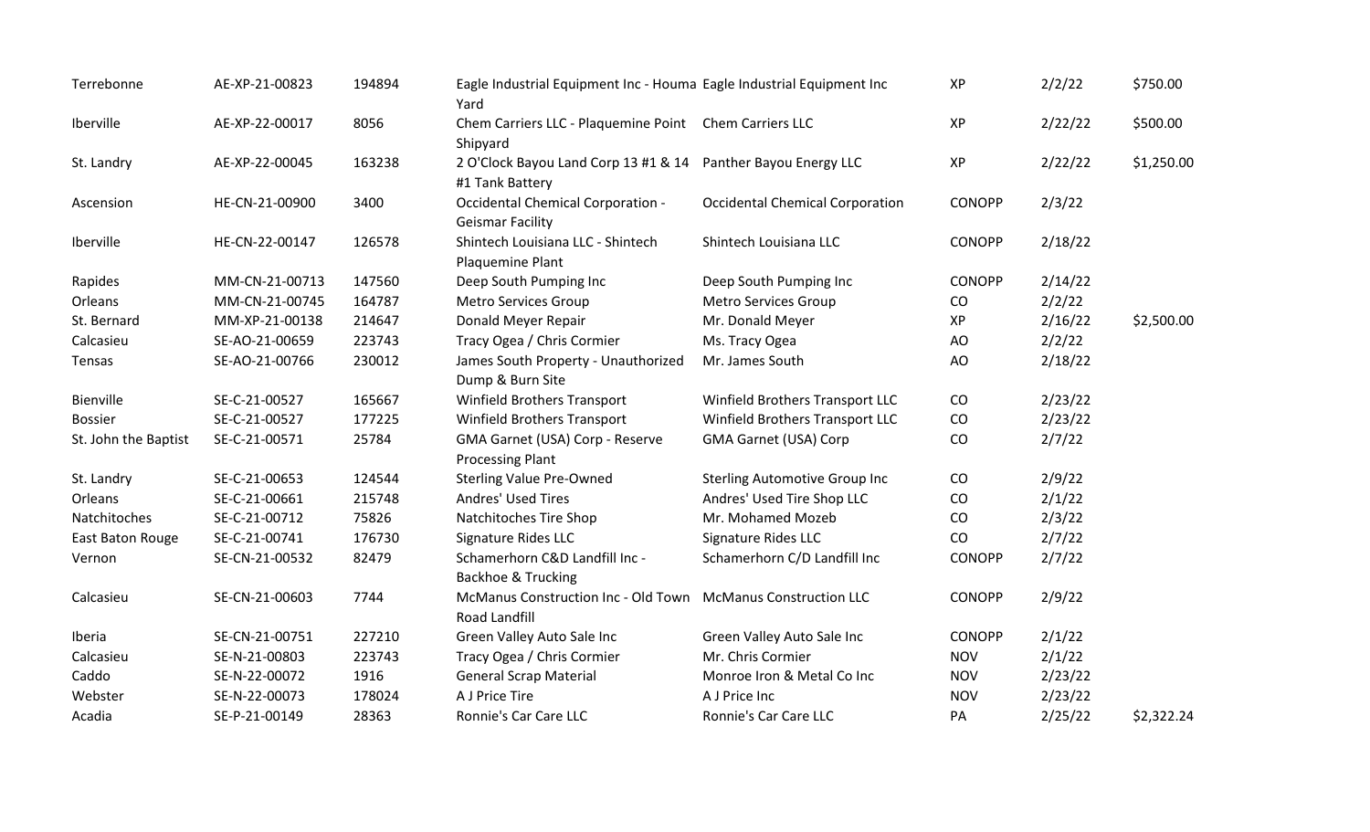| | | | | | | | |
|---|---|---|---|---|---|---|---|
| Terrebonne | AE-XP-21-00823 | 194894 | Eagle Industrial Equipment Inc - Houma Yard | Eagle Industrial Equipment Inc | XP | 2/2/22 | $750.00 |
| Iberville | AE-XP-22-00017 | 8056 | Chem Carriers LLC - Plaquemine Point Shipyard | Chem Carriers LLC | XP | 2/22/22 | $500.00 |
| St. Landry | AE-XP-22-00045 | 163238 | 2 O'Clock Bayou Land Corp 13 #1 & 14 #1 Tank Battery | Panther Bayou Energy LLC | XP | 2/22/22 | $1,250.00 |
| Ascension | HE-CN-21-00900 | 3400 | Occidental Chemical Corporation - Geismar Facility | Occidental Chemical Corporation | CONOPP | 2/3/22 | |
| Iberville | HE-CN-22-00147 | 126578 | Shintech Louisiana LLC - Shintech Plaquemine Plant | Shintech Louisiana LLC | CONOPP | 2/18/22 | |
| Rapides | MM-CN-21-00713 | 147560 | Deep South Pumping Inc | Deep South Pumping Inc | CONOPP | 2/14/22 | |
| Orleans | MM-CN-21-00745 | 164787 | Metro Services Group | Metro Services Group | CO | 2/2/22 | |
| St. Bernard | MM-XP-21-00138 | 214647 | Donald Meyer Repair | Mr. Donald Meyer | XP | 2/16/22 | $2,500.00 |
| Calcasieu | SE-AO-21-00659 | 223743 | Tracy Ogea / Chris Cormier | Ms. Tracy Ogea | AO | 2/2/22 | |
| Tensas | SE-AO-21-00766 | 230012 | James South Property - Unauthorized Dump & Burn Site | Mr. James South | AO | 2/18/22 | |
| Bienville | SE-C-21-00527 | 165667 | Winfield Brothers Transport | Winfield Brothers Transport LLC | CO | 2/23/22 | |
| Bossier | SE-C-21-00527 | 177225 | Winfield Brothers Transport | Winfield Brothers Transport LLC | CO | 2/23/22 | |
| St. John the Baptist | SE-C-21-00571 | 25784 | GMA Garnet (USA) Corp - Reserve Processing Plant | GMA Garnet (USA) Corp | CO | 2/7/22 | |
| St. Landry | SE-C-21-00653 | 124544 | Sterling Value Pre-Owned | Sterling Automotive Group Inc | CO | 2/9/22 | |
| Orleans | SE-C-21-00661 | 215748 | Andres' Used Tires | Andres' Used Tire Shop LLC | CO | 2/1/22 | |
| Natchitoches | SE-C-21-00712 | 75826 | Natchitoches Tire Shop | Mr. Mohamed Mozeb | CO | 2/3/22 | |
| East Baton Rouge | SE-C-21-00741 | 176730 | Signature Rides LLC | Signature Rides LLC | CO | 2/7/22 | |
| Vernon | SE-CN-21-00532 | 82479 | Schamerhorn C&D Landfill Inc - Backhoe & Trucking | Schamerhorn C/D Landfill Inc | CONOPP | 2/7/22 | |
| Calcasieu | SE-CN-21-00603 | 7744 | McManus Construction Inc - Old Town Road Landfill | McManus Construction LLC | CONOPP | 2/9/22 | |
| Iberia | SE-CN-21-00751 | 227210 | Green Valley Auto Sale Inc | Green Valley Auto Sale Inc | CONOPP | 2/1/22 | |
| Calcasieu | SE-N-21-00803 | 223743 | Tracy Ogea / Chris Cormier | Mr. Chris Cormier | NOV | 2/1/22 | |
| Caddo | SE-N-22-00072 | 1916 | General Scrap Material | Monroe Iron & Metal Co Inc | NOV | 2/23/22 | |
| Webster | SE-N-22-00073 | 178024 | A J Price Tire | A J Price Inc | NOV | 2/23/22 | |
| Acadia | SE-P-21-00149 | 28363 | Ronnie's Car Care LLC | Ronnie's Car Care LLC | PA | 2/25/22 | $2,322.24 |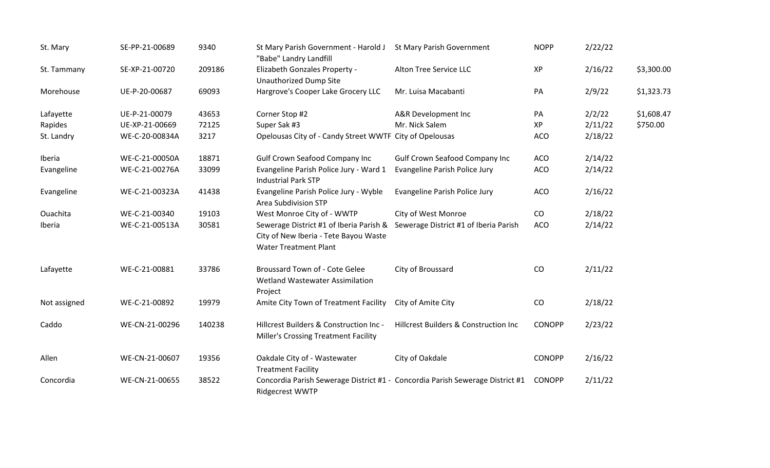| | | | | | | | |
|---|---|---|---|---|---|---|---|
| St. Mary | SE-PP-21-00689 | 9340 | St Mary Parish Government - Harold J "Babe" Landry Landfill | St Mary Parish Government | NOPP | 2/22/22 | |
| St. Tammany | SE-XP-21-00720 | 209186 | Elizabeth Gonzales Property - Unauthorized Dump Site | Alton Tree Service LLC | XP | 2/16/22 | $3,300.00 |
| Morehouse | UE-P-20-00687 | 69093 | Hargrove's Cooper Lake Grocery LLC | Mr. Luisa Macabanti | PA | 2/9/22 | $1,323.73 |
| Lafayette | UE-P-21-00079 | 43653 | Corner Stop #2 | A&R Development Inc | PA | 2/2/22 | $1,608.47 |
| Rapides | UE-XP-21-00669 | 72125 | Super Sak #3 | Mr. Nick Salem | XP | 2/11/22 | $750.00 |
| St. Landry | WE-C-20-00834A | 3217 | Opelousas City of - Candy Street WWTF | City of Opelousas | ACO | 2/18/22 | |
| Iberia | WE-C-21-00050A | 18871 | Gulf Crown Seafood Company Inc | Gulf Crown Seafood Company Inc | ACO | 2/14/22 | |
| Evangeline | WE-C-21-00276A | 33099 | Evangeline Parish Police Jury - Ward 1 Industrial Park STP | Evangeline Parish Police Jury | ACO | 2/14/22 | |
| Evangeline | WE-C-21-00323A | 41438 | Evangeline Parish Police Jury - Wyble Area Subdivision STP | Evangeline Parish Police Jury | ACO | 2/16/22 | |
| Ouachita | WE-C-21-00340 | 19103 | West Monroe City of - WWTP | City of West Monroe | CO | 2/18/22 | |
| Iberia | WE-C-21-00513A | 30581 | Sewerage District #1 of Iberia Parish & City of New Iberia - Tete Bayou Waste Water Treatment Plant | Sewerage District #1 of Iberia Parish | ACO | 2/14/22 | |
| Lafayette | WE-C-21-00881 | 33786 | Broussard Town of - Cote Gelee Wetland Wastewater Assimilation Project | City of Broussard | CO | 2/11/22 | |
| Not assigned | WE-C-21-00892 | 19979 | Amite City Town of Treatment Facility | City of Amite City | CO | 2/18/22 | |
| Caddo | WE-CN-21-00296 | 140238 | Hillcrest Builders & Construction Inc - Miller's Crossing Treatment Facility | Hillcrest Builders & Construction Inc | CONOPP | 2/23/22 | |
| Allen | WE-CN-21-00607 | 19356 | Oakdale City of - Wastewater Treatment Facility | City of Oakdale | CONOPP | 2/16/22 | |
| Concordia | WE-CN-21-00655 | 38522 | Concordia Parish Sewerage District #1 - Ridgecrest WWTP | Concordia Parish Sewerage District #1 | CONOPP | 2/11/22 | |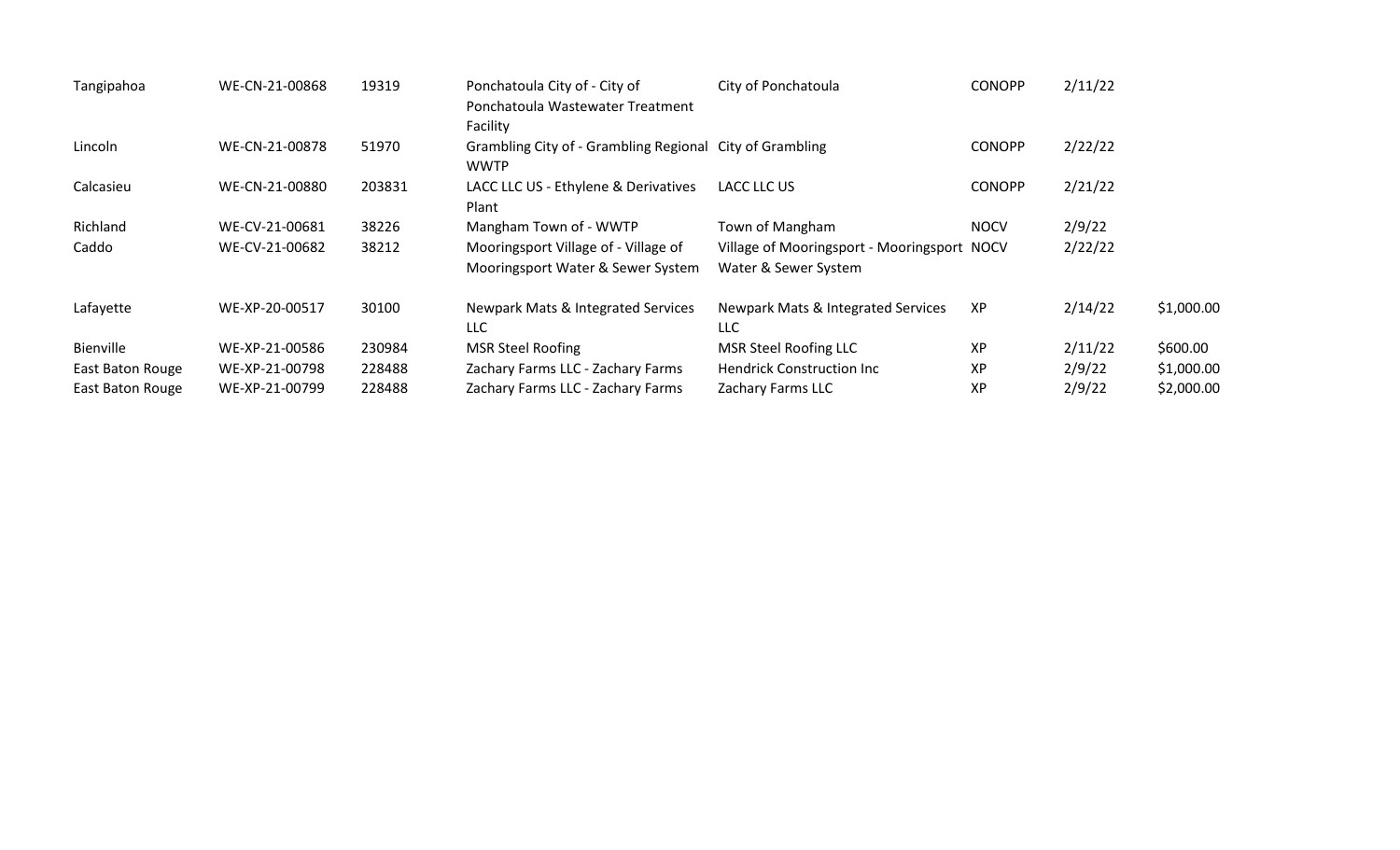| | | | | | | | |
|---|---|---|---|---|---|---|---|
| Tangipahoa | WE-CN-21-00868 | 19319 | Ponchatoula City of - City of Ponchatoula Wastewater Treatment Facility | City of Ponchatoula | CONOPP | 2/11/22 | |
| Lincoln | WE-CN-21-00878 | 51970 | Grambling City of - Grambling Regional WWTP | City of Grambling | CONOPP | 2/22/22 | |
| Calcasieu | WE-CN-21-00880 | 203831 | LACC LLC US - Ethylene & Derivatives Plant | LACC LLC US | CONOPP | 2/21/22 | |
| Richland | WE-CV-21-00681 | 38226 | Mangham Town of - WWTP | Town of Mangham | NOCV | 2/9/22 | |
| Caddo | WE-CV-21-00682 | 38212 | Mooringsport Village of - Village of Mooringsport Water & Sewer System | Village of Mooringsport - Mooringsport Water & Sewer System | NOCV | 2/22/22 | |
| Lafayette | WE-XP-20-00517 | 30100 | Newpark Mats & Integrated Services LLC | Newpark Mats & Integrated Services LLC | XP | 2/14/22 | $1,000.00 |
| Bienville | WE-XP-21-00586 | 230984 | MSR Steel Roofing | MSR Steel Roofing LLC | XP | 2/11/22 | $600.00 |
| East Baton Rouge | WE-XP-21-00798 | 228488 | Zachary Farms LLC - Zachary Farms | Hendrick Construction Inc | XP | 2/9/22 | $1,000.00 |
| East Baton Rouge | WE-XP-21-00799 | 228488 | Zachary Farms LLC - Zachary Farms | Zachary Farms LLC | XP | 2/9/22 | $2,000.00 |